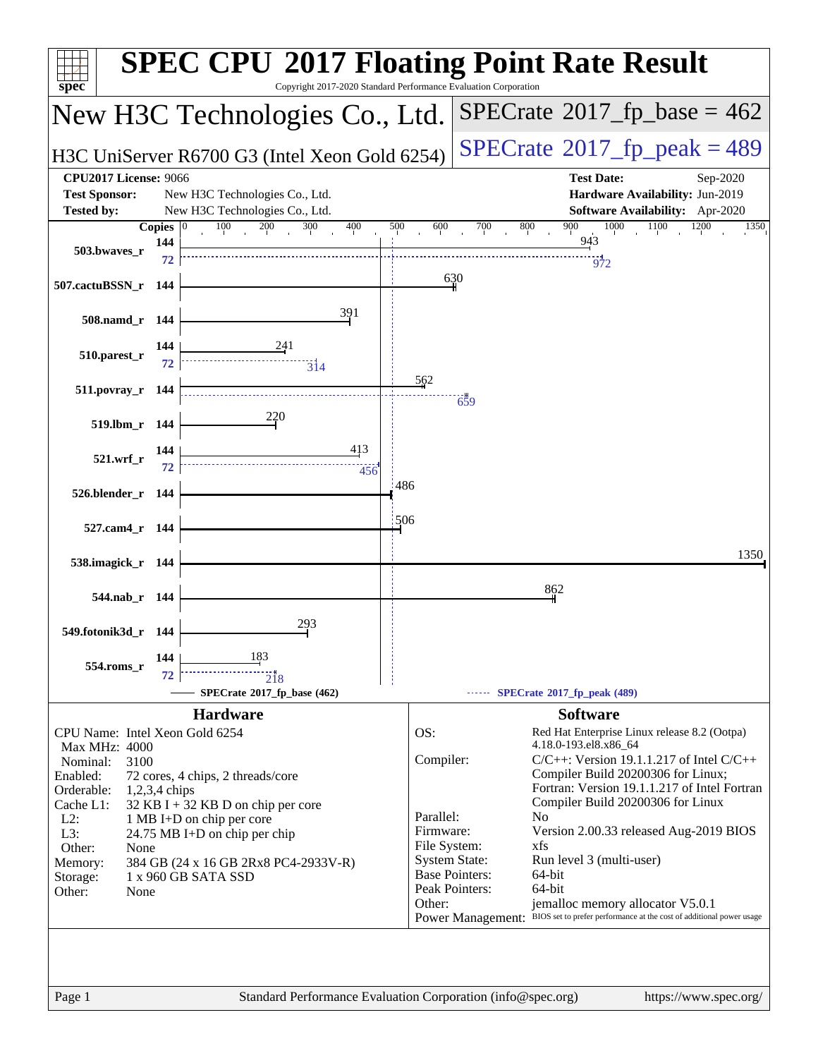# SPEC CPU 2017 Floating Point Rate Result

Copyright 2017-2020 Standard Performance Evaluation Corporation

## New H3C Technologies Co., Ltd.

H3C UniServer R6700 G3 (Intel Xeon Gold 6254)

**SPECrate 2017_fp_base = 462**

**SPECrate 2017_fp_peak = 489**

| | | | |
|---|---|---|---|
| **CPU2017 License:** | 9066 | **Test Date:** | Sep-2020 |
| **Test Sponsor:** | New H3C Technologies Co., Ltd. | **Hardware Availability:** | Jun-2019 |
| **Tested by:** | New H3C Technologies Co., Ltd. | **Software Availability:** | Apr-2020 |

| Benchmark | Copies | Base | Peak |
|---|---|---|---|
| 503.bwaves_r | 144 / 72 | 943 | 972 |
| 507.cactuBSSN_r | 144 | 630 | |
| 508.namd_r | 144 | 391 | |
| 510.parest_r | 144 / 72 | 241 | 314 |
| 511.povray_r | 144 | 562 | 659 |
| 519.lbm_r | 144 | 220 | |
| 521.wrf_r | 144 / 72 | 413 | 456 |
| 526.blender_r | 144 | 486 | |
| 527.cam4_r | 144 | 506 | |
| 538.imagick_r | 144 | 1350 | |
| 544.nab_r | 144 | 862 | |
| 549.fotonik3d_r | 144 | 293 | |
| 554.roms_r | 144 / 72 | 183 | 218 |

SPECrate 2017_fp_base (462) — SPECrate 2017_fp_peak (489)

## Hardware

| | |
|---|---|
| CPU Name: | Intel Xeon Gold 6254 |
| Max MHz: | 4000 |
| Nominal: | 3100 |
| Enabled: | 72 cores, 4 chips, 2 threads/core |
| Orderable: | 1,2,3,4 chips |
| Cache L1: | 32 KB I + 32 KB D on chip per core |
| L2: | 1 MB I+D on chip per core |
| L3: | 24.75 MB I+D on chip per chip |
| Other: | None |
| Memory: | 384 GB (24 x 16 GB 2Rx8 PC4-2933V-R) |
| Storage: | 1 x 960 GB SATA SSD |
| Other: | None |

## Software

| | |
|---|---|
| OS: | Red Hat Enterprise Linux release 8.2 (Ootpa) 4.18.0-193.el8.x86_64 |
| Compiler: | C/C++: Version 19.1.1.217 of Intel C/C++ Compiler Build 20200306 for Linux; Fortran: Version 19.1.1.217 of Intel Fortran Compiler Build 20200306 for Linux |
| Parallel: | No |
| Firmware: | Version 2.00.33 released Aug-2019 BIOS |
| File System: | xfs |
| System State: | Run level 3 (multi-user) |
| Base Pointers: | 64-bit |
| Peak Pointers: | 64-bit |
| Other: | jemalloc memory allocator V5.0.1 |
| Power Management: | BIOS set to prefer performance at the cost of additional power usage |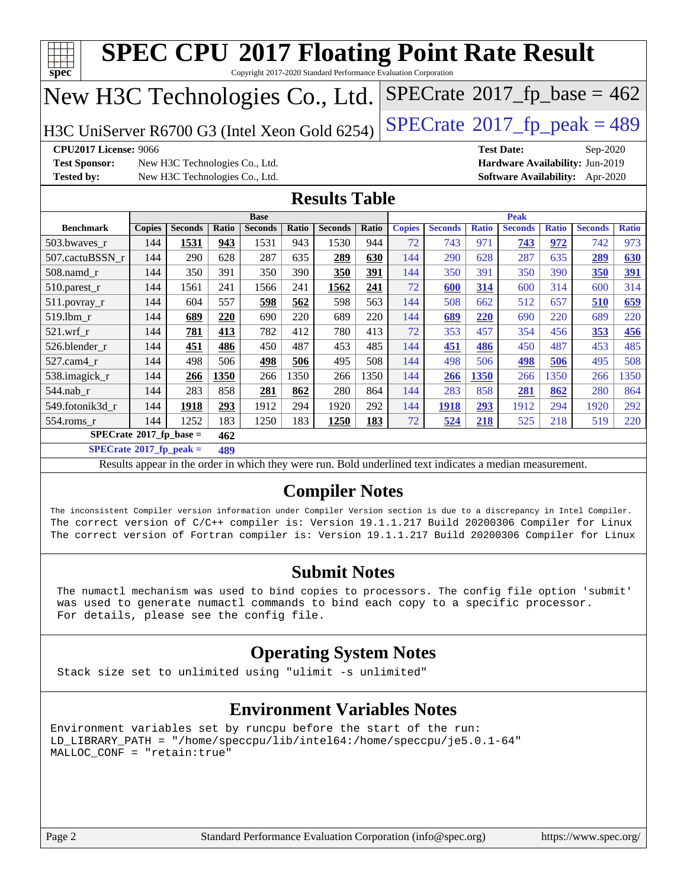# SPEC CPU 2017 Floating Point Rate Result

Copyright 2017-2020 Standard Performance Evaluation Corporation

## New H3C Technologies Co., Ltd.

H3C UniServer R6700 G3 (Intel Xeon Gold 6254)

SPECrate 2017_fp_base = 462

SPECrate 2017_fp_peak = 489

**CPU2017 License:** 9066
**Test Sponsor:** New H3C Technologies Co., Ltd.
**Tested by:** New H3C Technologies Co., Ltd.

**Test Date:** Sep-2020
**Hardware Availability:** Jun-2019
**Software Availability:** Apr-2020

## Results Table

| Benchmark | Base | | | | | | | Peak | | | | | | |
|---|---|---|---|---|---|---|---|---|---|---|---|---|---|---|
| | Copies | Seconds | Ratio | Seconds | Ratio | Seconds | Ratio | Copies | Seconds | Ratio | Seconds | Ratio | Seconds | Ratio |
| 503.bwaves_r | 144 | **1531** | **943** | 1531 | 943 | 1530 | 944 | 72 | 743 | 971 | **743** | **972** | 742 | 973 |
| 507.cactuBSSN_r | 144 | 290 | 628 | 287 | 635 | **289** | **630** | 144 | 290 | 628 | 287 | 635 | **289** | **630** |
| 508.namd_r | 144 | 350 | 391 | 350 | 390 | **350** | **391** | 144 | 350 | 391 | 350 | 390 | **350** | **391** |
| 510.parest_r | 144 | 1561 | 241 | 1566 | 241 | **1562** | **241** | 72 | **600** | **314** | 600 | 314 | 600 | 314 |
| 511.povray_r | 144 | 604 | 557 | **598** | **562** | 598 | 563 | 144 | 508 | 662 | 512 | 657 | **510** | **659** |
| 519.lbm_r | 144 | **689** | **220** | 690 | 220 | 689 | 220 | 144 | **689** | **220** | 690 | 220 | 689 | 220 |
| 521.wrf_r | 144 | **781** | **413** | 782 | 412 | 780 | 413 | 72 | 353 | 457 | 354 | 456 | **353** | **456** |
| 526.blender_r | 144 | **451** | **486** | 450 | 487 | 453 | 485 | 144 | **451** | **486** | 450 | 487 | 453 | 485 |
| 527.cam4_r | 144 | 498 | 506 | **498** | **506** | 495 | 508 | 144 | 498 | 506 | **498** | **506** | 495 | 508 |
| 538.imagick_r | 144 | **266** | **1350** | 266 | 1350 | 266 | 1350 | 144 | **266** | **1350** | 266 | 1350 | 266 | 1350 |
| 544.nab_r | 144 | 283 | 858 | **281** | **862** | 280 | 864 | 144 | 283 | 858 | **281** | **862** | 280 | 864 |
| 549.fotonik3d_r | 144 | **1918** | **293** | 1912 | 294 | 1920 | 292 | 144 | **1918** | **293** | 1912 | 294 | 1920 | 292 |
| 554.roms_r | 144 | 1252 | 183 | 1250 | 183 | **1250** | **183** | 72 | **524** | **218** | 525 | 218 | 519 | 220 |

**SPECrate 2017_fp_base = 462**

**SPECrate 2017_fp_peak = 489**

Results appear in the order in which they were run. Bold underlined text indicates a median measurement.

## Compiler Notes

```
The inconsistent Compiler version information under Compiler Version section is due to a discrepancy in Intel Compiler.
The correct version of C/C++ compiler is: Version 19.1.1.217 Build 20200306 Compiler for Linux
The correct version of Fortran compiler is: Version 19.1.1.217 Build 20200306 Compiler for Linux
```

## Submit Notes

```
The numactl mechanism was used to bind copies to processors. The config file option 'submit'
was used to generate numactl commands to bind each copy to a specific processor.
For details, please see the config file.
```

## Operating System Notes

```
Stack size set to unlimited using "ulimit -s unlimited"
```

## Environment Variables Notes

```
Environment variables set by runcpu before the start of the run:
LD_LIBRARY_PATH = "/home/speccpu/lib/intel64:/home/speccpu/je5.0.1-64"
MALLOC_CONF = "retain:true"
```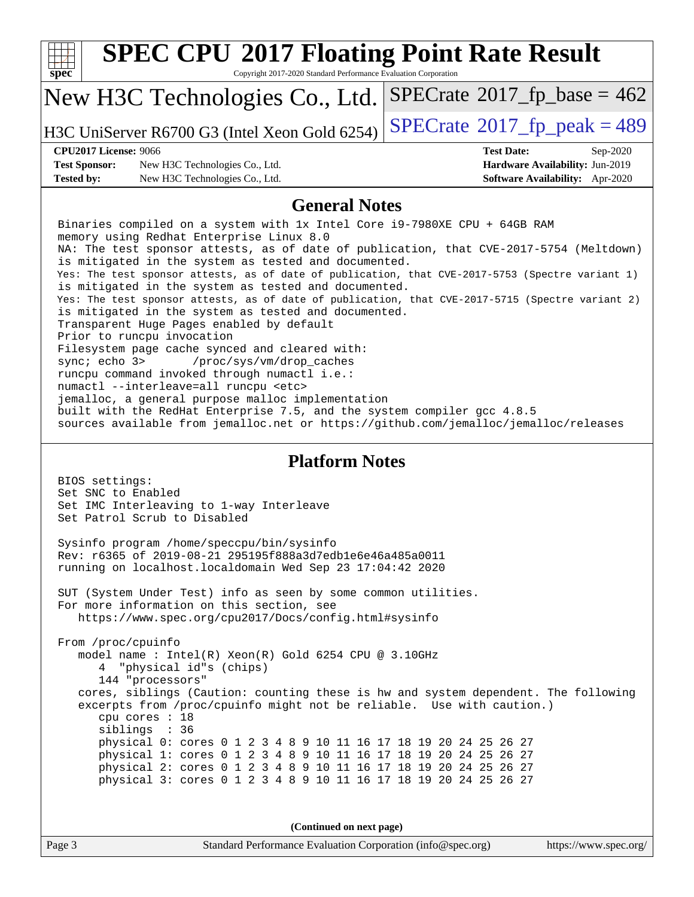# SPEC CPU 2017 Floating Point Rate Result

Copyright 2017-2020 Standard Performance Evaluation Corporation

## New H3C Technologies Co., Ltd.

H3C UniServer R6700 G3 (Intel Xeon Gold 6254)

SPECrate 2017_fp_base = 462

SPECrate 2017_fp_peak = 489

**CPU2017 License:** 9066
**Test Sponsor:** New H3C Technologies Co., Ltd.
**Tested by:** New H3C Technologies Co., Ltd.

**Test Date:** Sep-2020
**Hardware Availability:** Jun-2019
**Software Availability:** Apr-2020

## General Notes

```
Binaries compiled on a system with 1x Intel Core i9-7980XE CPU + 64GB RAM
memory using Redhat Enterprise Linux 8.0
NA: The test sponsor attests, as of date of publication, that CVE-2017-5754 (Meltdown)
is mitigated in the system as tested and documented.
Yes: The test sponsor attests, as of date of publication, that CVE-2017-5753 (Spectre variant 1)
is mitigated in the system as tested and documented.
Yes: The test sponsor attests, as of date of publication, that CVE-2017-5715 (Spectre variant 2)
is mitigated in the system as tested and documented.
Transparent Huge Pages enabled by default
Prior to runcpu invocation
Filesystem page cache synced and cleared with:
sync; echo 3>       /proc/sys/vm/drop_caches
runcpu command invoked through numactl i.e.:
numactl --interleave=all runcpu <etc>
jemalloc, a general purpose malloc implementation
built with the RedHat Enterprise 7.5, and the system compiler gcc 4.8.5
sources available from jemalloc.net or https://github.com/jemalloc/jemalloc/releases
```

## Platform Notes

```
BIOS settings:
Set SNC to Enabled
Set IMC Interleaving to 1-way Interleave
Set Patrol Scrub to Disabled

Sysinfo program /home/speccpu/bin/sysinfo
Rev: r6365 of 2019-08-21 295195f888a3d7edb1e6e46a485a0011
running on localhost.localdomain Wed Sep 23 17:04:42 2020

SUT (System Under Test) info as seen by some common utilities.
For more information on this section, see
   https://www.spec.org/cpu2017/Docs/config.html#sysinfo

From /proc/cpuinfo
   model name : Intel(R) Xeon(R) Gold 6254 CPU @ 3.10GHz
      4  "physical id"s (chips)
      144 "processors"
   cores, siblings (Caution: counting these is hw and system dependent. The following
   excerpts from /proc/cpuinfo might not be reliable.  Use with caution.)
      cpu cores : 18
      siblings  : 36
      physical 0: cores 0 1 2 3 4 8 9 10 11 16 17 18 19 20 24 25 26 27
      physical 1: cores 0 1 2 3 4 8 9 10 11 16 17 18 19 20 24 25 26 27
      physical 2: cores 0 1 2 3 4 8 9 10 11 16 17 18 19 20 24 25 26 27
      physical 3: cores 0 1 2 3 4 8 9 10 11 16 17 18 19 20 24 25 26 27
```

**(Continued on next page)**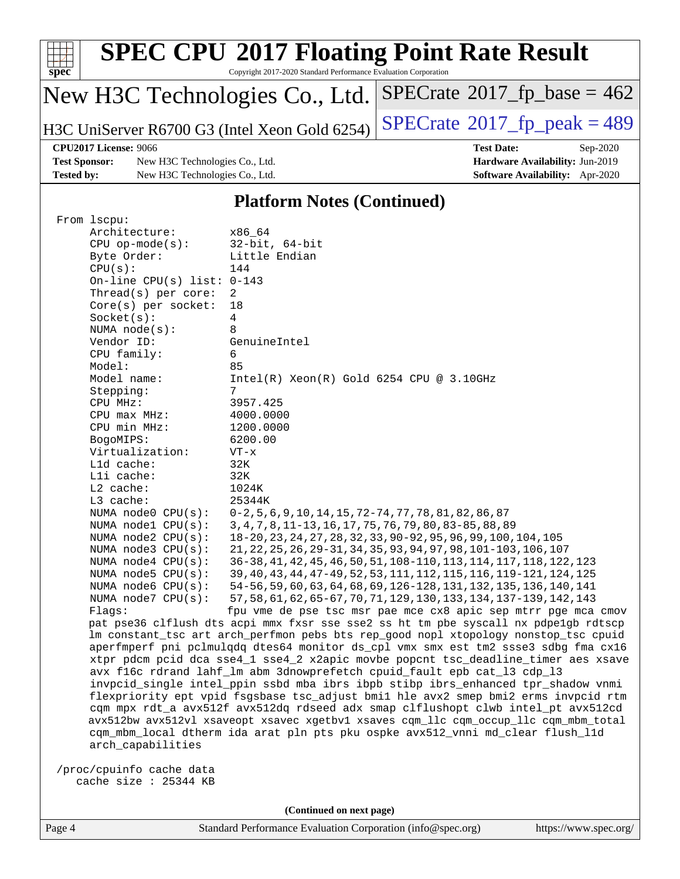## Platform Notes (Continued)

```
From lscpu:
     Architecture:          x86_64
     CPU op-mode(s):        32-bit, 64-bit
     Byte Order:            Little Endian
     CPU(s):                144
     On-line CPU(s) list: 0-143
     Thread(s) per core:  2
     Core(s) per socket:  18
     Socket(s):             4
     NUMA node(s):          8
     Vendor ID:             GenuineIntel
     CPU family:            6
     Model:                 85
     Model name:            Intel(R) Xeon(R) Gold 6254 CPU @ 3.10GHz
     Stepping:              7
     CPU MHz:               3957.425
     CPU max MHz:           4000.0000
     CPU min MHz:           1200.0000
     BogoMIPS:              6200.00
     Virtualization:        VT-x
     L1d cache:             32K
     L1i cache:             32K
     L2 cache:              1024K
     L3 cache:              25344K
     NUMA node0 CPU(s):     0-2,5,6,9,10,14,15,72-74,77,78,81,82,86,87
     NUMA node1 CPU(s):     3,4,7,8,11-13,16,17,75,76,79,80,83-85,88,89
     NUMA node2 CPU(s):     18-20,23,24,27,28,32,33,90-92,95,96,99,100,104,105
     NUMA node3 CPU(s):     21,22,25,26,29-31,34,35,93,94,97,98,101-103,106,107
     NUMA node4 CPU(s):     36-38,41,42,45,46,50,51,108-110,113,114,117,118,122,123
     NUMA node5 CPU(s):     39,40,43,44,47-49,52,53,111,112,115,116,119-121,124,125
     NUMA node6 CPU(s):     54-56,59,60,63,64,68,69,126-128,131,132,135,136,140,141
     NUMA node7 CPU(s):     57,58,61,62,65-67,70,71,129,130,133,134,137-139,142,143
     Flags:                 fpu vme de pse tsc msr pae mce cx8 apic sep mtrr pge mca cmov
     pat pse36 clflush dts acpi mmx fxsr sse sse2 ss ht tm pbe syscall nx pdpe1gb rdtscp
     lm constant_tsc art arch_perfmon pebs bts rep_good nopl xtopology nonstop_tsc cpuid
     aperfmperf pni pclmulqdq dtes64 monitor ds_cpl vmx smx est tm2 ssse3 sdbg fma cx16
     xtpr pdcm pcid dca sse4_1 sse4_2 x2apic movbe popcnt tsc_deadline_timer aes xsave
     avx f16c rdrand lahf_lm abm 3dnowprefetch cpuid_fault epb cat_l3 cdp_l3
     invpcid_single intel_ppin ssbd mba ibrs ibpb stibp ibrs_enhanced tpr_shadow vnmi
     flexpriority ept vpid fsgsbase tsc_adjust bmi1 hle avx2 smep bmi2 erms invpcid rtm
     cqm mpx rdt_a avx512f avx512dq rdseed adx smap clflushopt clwb intel_pt avx512cd
     avx512bw avx512vl xsaveopt xsavec xgetbv1 xsaves cqm_llc cqm_occup_llc cqm_mbm_total
     cqm_mbm_local dtherm ida arat pln pts pku ospke avx512_vnni md_clear flush_l1d
     arch_capabilities

 /proc/cpuinfo cache data
    cache size : 25344 KB
```

(Continued on next page)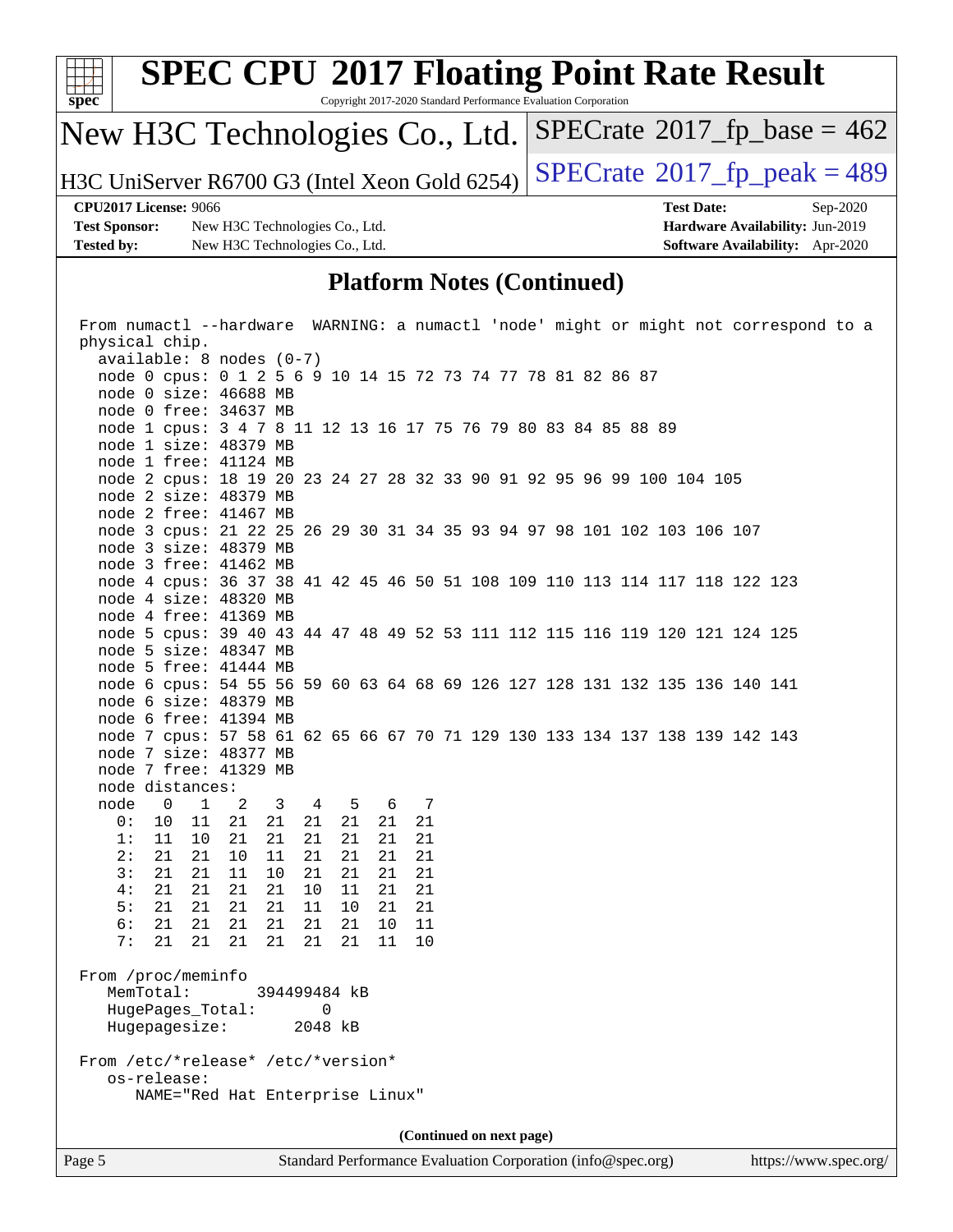## Platform Notes (Continued)

```
From numactl --hardware  WARNING: a numactl 'node' might or might not correspond to a
physical chip.
  available: 8 nodes (0-7)
  node 0 cpus: 0 1 2 5 6 9 10 14 15 72 73 74 77 78 81 82 86 87
  node 0 size: 46688 MB
  node 0 free: 34637 MB
  node 1 cpus: 3 4 7 8 11 12 13 16 17 75 76 79 80 83 84 85 88 89
  node 1 size: 48379 MB
  node 1 free: 41124 MB
  node 2 cpus: 18 19 20 23 24 27 28 32 33 90 91 92 95 96 99 100 104 105
  node 2 size: 48379 MB
  node 2 free: 41467 MB
  node 3 cpus: 21 22 25 26 29 30 31 34 35 93 94 97 98 101 102 103 106 107
  node 3 size: 48379 MB
  node 3 free: 41462 MB
  node 4 cpus: 36 37 38 41 42 45 46 50 51 108 109 110 113 114 117 118 122 123
  node 4 size: 48320 MB
  node 4 free: 41369 MB
  node 5 cpus: 39 40 43 44 47 48 49 52 53 111 112 115 116 119 120 121 124 125
  node 5 size: 48347 MB
  node 5 free: 41444 MB
  node 6 cpus: 54 55 56 59 60 63 64 68 69 126 127 128 131 132 135 136 140 141
  node 6 size: 48379 MB
  node 6 free: 41394 MB
  node 7 cpus: 57 58 61 62 65 66 67 70 71 129 130 133 134 137 138 139 142 143
  node 7 size: 48377 MB
  node 7 free: 41329 MB
  node distances:
  node   0   1   2   3   4   5   6   7
    0:  10  11  21  21  21  21  21  21
    1:  11  10  21  21  21  21  21  21
    2:  21  21  10  11  21  21  21  21
    3:  21  21  11  10  21  21  21  21
    4:  21  21  21  21  10  11  21  21
    5:  21  21  21  21  11  10  21  21
    6:  21  21  21  21  21  21  10  11
    7:  21  21  21  21  21  21  11  10

From /proc/meminfo
   MemTotal:       394499484 kB
   HugePages_Total:        0
   Hugepagesize:        2048 kB

From /etc/*release* /etc/*version*
   os-release:
      NAME="Red Hat Enterprise Linux"
```

(Continued on next page)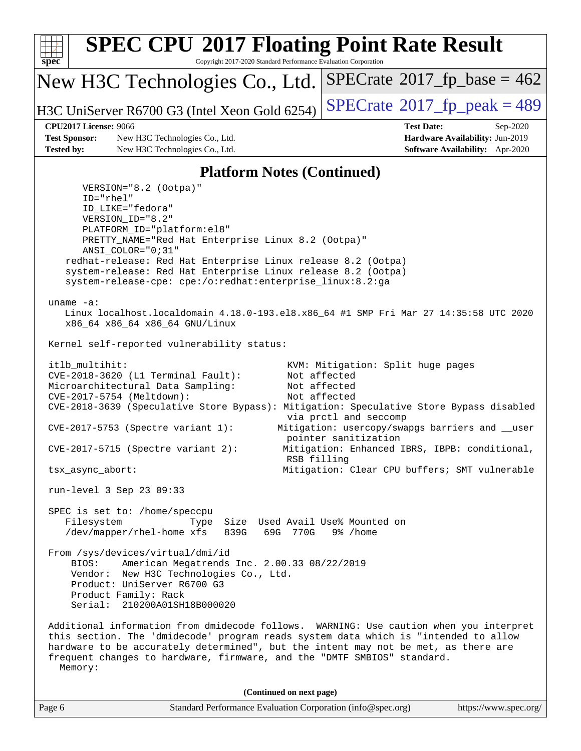## Platform Notes (Continued)

```
      VERSION="8.2 (Ootpa)"
      ID="rhel"
      ID_LIKE="fedora"
      VERSION_ID="8.2"
      PLATFORM_ID="platform:el8"
      PRETTY_NAME="Red Hat Enterprise Linux 8.2 (Ootpa)"
      ANSI_COLOR="0;31"
   redhat-release: Red Hat Enterprise Linux release 8.2 (Ootpa)
   system-release: Red Hat Enterprise Linux release 8.2 (Ootpa)
   system-release-cpe: cpe:/o:redhat:enterprise_linux:8.2:ga

uname -a:
   Linux localhost.localdomain 4.18.0-193.el8.x86_64 #1 SMP Fri Mar 27 14:35:58 UTC 2020
   x86_64 x86_64 x86_64 GNU/Linux

Kernel self-reported vulnerability status:

itlb_multihit:                                   KVM: Mitigation: Split huge pages
CVE-2018-3620 (L1 Terminal Fault):               Not affected
Microarchitectural Data Sampling:                Not affected
CVE-2017-5754 (Meltdown):                        Not affected
CVE-2018-3639 (Speculative Store Bypass): Mitigation: Speculative Store Bypass disabled
                                                 via prctl and seccomp
CVE-2017-5753 (Spectre variant 1):             Mitigation: usercopy/swapgs barriers and __user
                                                 pointer sanitization
CVE-2017-5715 (Spectre variant 2):              Mitigation: Enhanced IBRS, IBPB: conditional,
                                                 RSB filling
tsx_async_abort:                                Mitigation: Clear CPU buffers; SMT vulnerable

run-level 3 Sep 23 09:33

SPEC is set to: /home/speccpu
   Filesystem             Type  Size  Used Avail Use% Mounted on
   /dev/mapper/rhel-home xfs   839G   69G  770G   9% /home

From /sys/devices/virtual/dmi/id
    BIOS:    American Megatrends Inc. 2.00.33 08/22/2019
    Vendor:  New H3C Technologies Co., Ltd.
    Product: UniServer R6700 G3
    Product Family: Rack
    Serial:  210200A01SH18B000020

Additional information from dmidecode follows.  WARNING: Use caution when you interpret
this section. The 'dmidecode' program reads system data which is "intended to allow
hardware to be accurately determined", but the intent may not be met, as there are
frequent changes to hardware, firmware, and the "DMTF SMBIOS" standard.
  Memory:
```

(Continued on next page)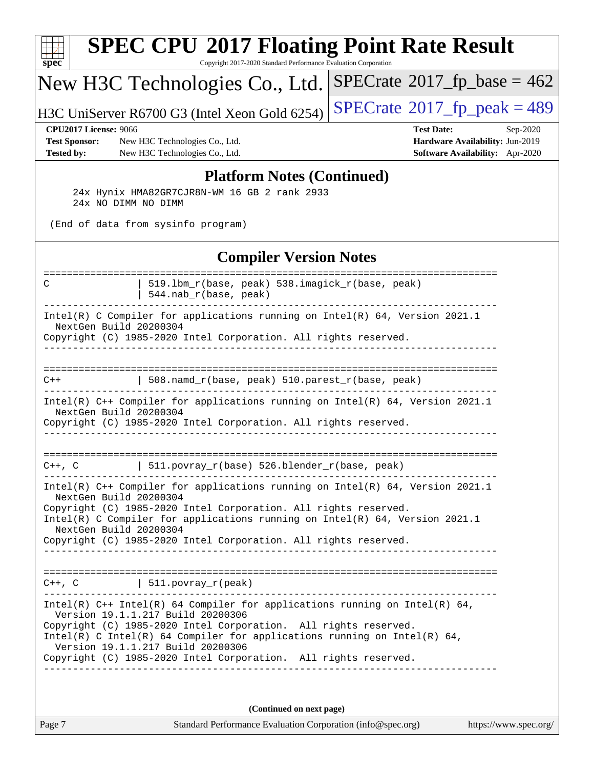## Platform Notes (Continued)

```
    24x Hynix HMA82GR7CJR8N-WM 16 GB 2 rank 2933
    24x NO DIMM NO DIMM

 (End of data from sysinfo program)
```

## Compiler Version Notes

```
==============================================================================
C               | 519.lbm_r(base, peak) 538.imagick_r(base, peak)
                | 544.nab_r(base, peak)
------------------------------------------------------------------------------
Intel(R) C Compiler for applications running on Intel(R) 64, Version 2021.1
  NextGen Build 20200304
Copyright (C) 1985-2020 Intel Corporation. All rights reserved.
------------------------------------------------------------------------------

==============================================================================
C++             | 508.namd_r(base, peak) 510.parest_r(base, peak)
------------------------------------------------------------------------------
Intel(R) C++ Compiler for applications running on Intel(R) 64, Version 2021.1
  NextGen Build 20200304
Copyright (C) 1985-2020 Intel Corporation. All rights reserved.
------------------------------------------------------------------------------

==============================================================================
C++, C          | 511.povray_r(base) 526.blender_r(base, peak)
------------------------------------------------------------------------------
Intel(R) C++ Compiler for applications running on Intel(R) 64, Version 2021.1
  NextGen Build 20200304
Copyright (C) 1985-2020 Intel Corporation. All rights reserved.
Intel(R) C Compiler for applications running on Intel(R) 64, Version 2021.1
  NextGen Build 20200304
Copyright (C) 1985-2020 Intel Corporation. All rights reserved.
------------------------------------------------------------------------------

==============================================================================
C++, C          | 511.povray_r(peak)
------------------------------------------------------------------------------
Intel(R) C++ Intel(R) 64 Compiler for applications running on Intel(R) 64,
  Version 19.1.1.217 Build 20200306
Copyright (C) 1985-2020 Intel Corporation.  All rights reserved.
Intel(R) C Intel(R) 64 Compiler for applications running on Intel(R) 64,
  Version 19.1.1.217 Build 20200306
Copyright (C) 1985-2020 Intel Corporation.  All rights reserved.
------------------------------------------------------------------------------
```

**(Continued on next page)**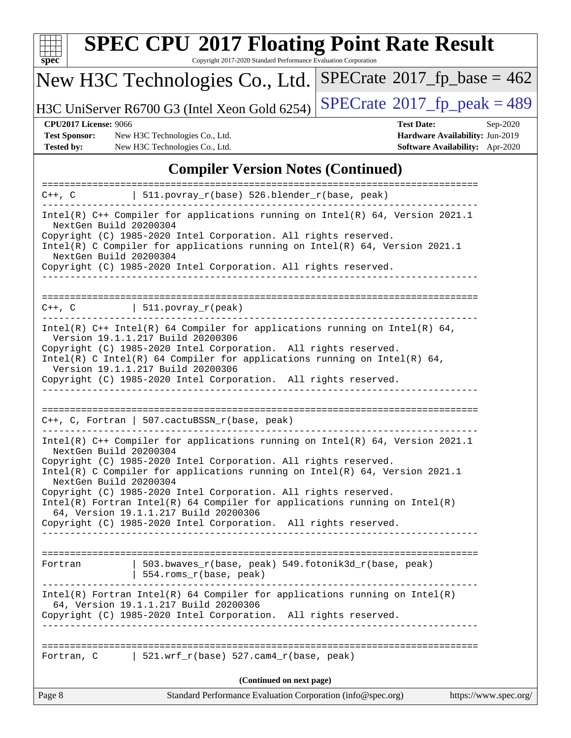# SPEC CPU 2017 Floating Point Rate Result

Copyright 2017-2020 Standard Performance Evaluation Corporation

## New H3C Technologies Co., Ltd.

H3C UniServer R6700 G3 (Intel Xeon Gold 6254)

SPECrate 2017_fp_base = 462

SPECrate 2017_fp_peak = 489

**CPU2017 License:** 9066
**Test Sponsor:** New H3C Technologies Co., Ltd.
**Tested by:** New H3C Technologies Co., Ltd.
**Test Date:** Sep-2020
**Hardware Availability:** Jun-2019
**Software Availability:** Apr-2020

## Compiler Version Notes (Continued)

```
==============================================================================
C++, C          | 511.povray_r(base) 526.blender_r(base, peak)
------------------------------------------------------------------------------
Intel(R) C++ Compiler for applications running on Intel(R) 64, Version 2021.1
  NextGen Build 20200304
Copyright (C) 1985-2020 Intel Corporation. All rights reserved.
Intel(R) C Compiler for applications running on Intel(R) 64, Version 2021.1
  NextGen Build 20200304
Copyright (C) 1985-2020 Intel Corporation. All rights reserved.
------------------------------------------------------------------------------

==============================================================================
C++, C          | 511.povray_r(peak)
------------------------------------------------------------------------------
Intel(R) C++ Intel(R) 64 Compiler for applications running on Intel(R) 64,
  Version 19.1.1.217 Build 20200306
Copyright (C) 1985-2020 Intel Corporation.  All rights reserved.
Intel(R) C Intel(R) 64 Compiler for applications running on Intel(R) 64,
  Version 19.1.1.217 Build 20200306
Copyright (C) 1985-2020 Intel Corporation.  All rights reserved.
------------------------------------------------------------------------------

==============================================================================
C++, C, Fortran | 507.cactuBSSN_r(base, peak)
------------------------------------------------------------------------------
Intel(R) C++ Compiler for applications running on Intel(R) 64, Version 2021.1
  NextGen Build 20200304
Copyright (C) 1985-2020 Intel Corporation. All rights reserved.
Intel(R) C Compiler for applications running on Intel(R) 64, Version 2021.1
  NextGen Build 20200304
Copyright (C) 1985-2020 Intel Corporation. All rights reserved.
Intel(R) Fortran Intel(R) 64 Compiler for applications running on Intel(R)
  64, Version 19.1.1.217 Build 20200306
Copyright (C) 1985-2020 Intel Corporation.  All rights reserved.
------------------------------------------------------------------------------

==============================================================================
Fortran         | 503.bwaves_r(base, peak) 549.fotonik3d_r(base, peak)
                | 554.roms_r(base, peak)
------------------------------------------------------------------------------
Intel(R) Fortran Intel(R) 64 Compiler for applications running on Intel(R)
  64, Version 19.1.1.217 Build 20200306
Copyright (C) 1985-2020 Intel Corporation.  All rights reserved.
------------------------------------------------------------------------------

==============================================================================
Fortran, C      | 521.wrf_r(base) 527.cam4_r(base, peak)
```

(Continued on next page)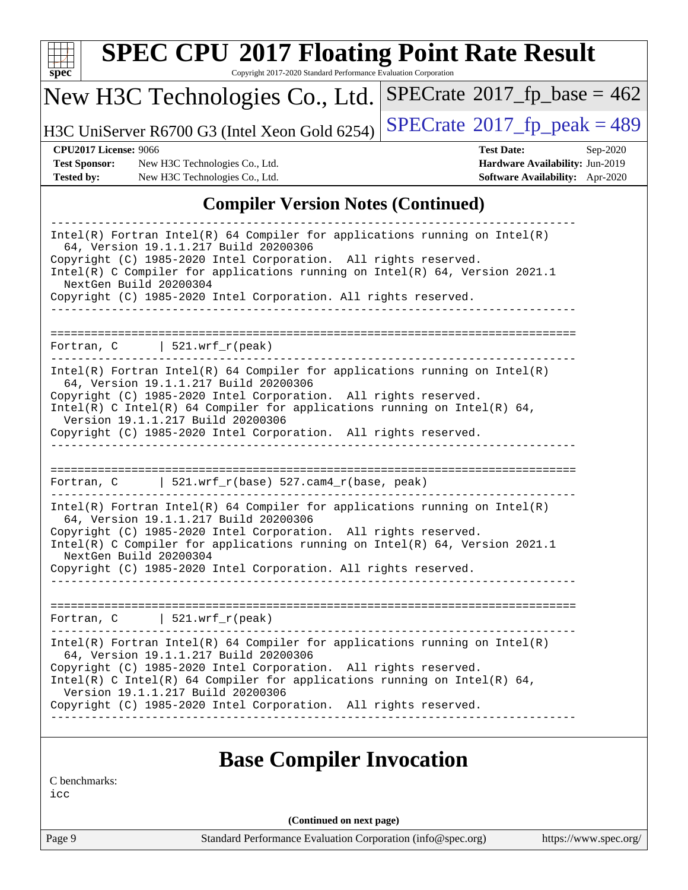## Compiler Version Notes (Continued)

```
------------------------------------------------------------------------------
Intel(R) Fortran Intel(R) 64 Compiler for applications running on Intel(R)
  64, Version 19.1.1.217 Build 20200306
Copyright (C) 1985-2020 Intel Corporation.  All rights reserved.
Intel(R) C Compiler for applications running on Intel(R) 64, Version 2021.1
  NextGen Build 20200304
Copyright (C) 1985-2020 Intel Corporation. All rights reserved.
------------------------------------------------------------------------------

==============================================================================
Fortran, C      | 521.wrf_r(peak)
------------------------------------------------------------------------------
Intel(R) Fortran Intel(R) 64 Compiler for applications running on Intel(R)
  64, Version 19.1.1.217 Build 20200306
Copyright (C) 1985-2020 Intel Corporation.  All rights reserved.
Intel(R) C Intel(R) 64 Compiler for applications running on Intel(R) 64,
  Version 19.1.1.217 Build 20200306
Copyright (C) 1985-2020 Intel Corporation.  All rights reserved.
------------------------------------------------------------------------------

==============================================================================
Fortran, C      | 521.wrf_r(base) 527.cam4_r(base, peak)
------------------------------------------------------------------------------
Intel(R) Fortran Intel(R) 64 Compiler for applications running on Intel(R)
  64, Version 19.1.1.217 Build 20200306
Copyright (C) 1985-2020 Intel Corporation.  All rights reserved.
Intel(R) C Compiler for applications running on Intel(R) 64, Version 2021.1
  NextGen Build 20200304
Copyright (C) 1985-2020 Intel Corporation. All rights reserved.
------------------------------------------------------------------------------

==============================================================================
Fortran, C      | 521.wrf_r(peak)
------------------------------------------------------------------------------
Intel(R) Fortran Intel(R) 64 Compiler for applications running on Intel(R)
  64, Version 19.1.1.217 Build 20200306
Copyright (C) 1985-2020 Intel Corporation.  All rights reserved.
Intel(R) C Intel(R) 64 Compiler for applications running on Intel(R) 64,
  Version 19.1.1.217 Build 20200306
Copyright (C) 1985-2020 Intel Corporation.  All rights reserved.
------------------------------------------------------------------------------
```

## Base Compiler Invocation

C benchmarks:
icc

(Continued on next page)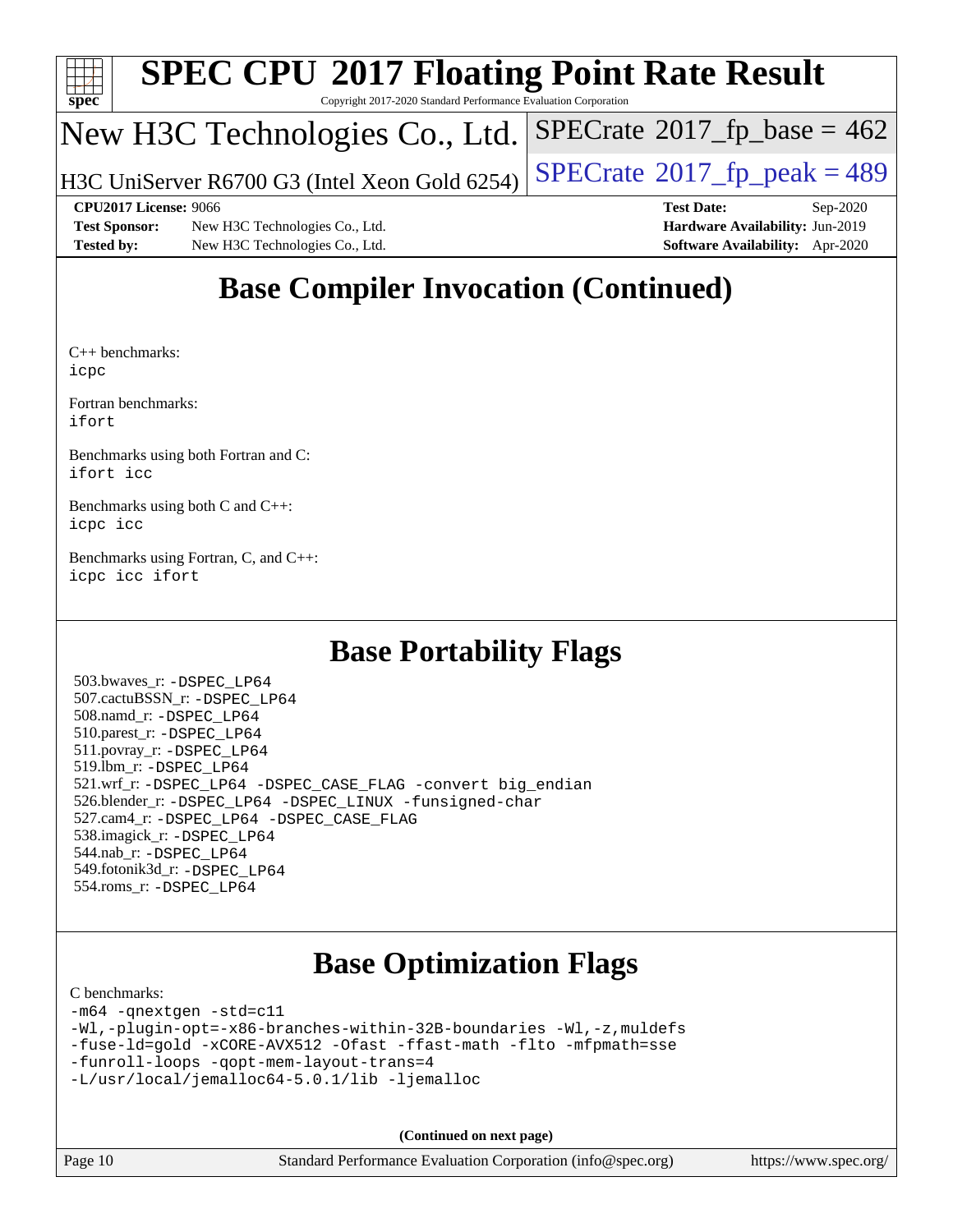# Base Compiler Invocation (Continued)

C++ benchmarks:
```
icpc
```

Fortran benchmarks:
```
ifort
```

Benchmarks using both Fortran and C:
```
ifort icc
```

Benchmarks using both C and C++:
```
icpc icc
```

Benchmarks using Fortran, C, and C++:
```
icpc icc ifort
```

# Base Portability Flags

503.bwaves_r: `-DSPEC_LP64`
507.cactuBSSN_r: `-DSPEC_LP64`
508.namd_r: `-DSPEC_LP64`
510.parest_r: `-DSPEC_LP64`
511.povray_r: `-DSPEC_LP64`
519.lbm_r: `-DSPEC_LP64`
521.wrf_r: `-DSPEC_LP64 -DSPEC_CASE_FLAG -convert big_endian`
526.blender_r: `-DSPEC_LP64 -DSPEC_LINUX -funsigned-char`
527.cam4_r: `-DSPEC_LP64 -DSPEC_CASE_FLAG`
538.imagick_r: `-DSPEC_LP64`
544.nab_r: `-DSPEC_LP64`
549.fotonik3d_r: `-DSPEC_LP64`
554.roms_r: `-DSPEC_LP64`

# Base Optimization Flags

C benchmarks:
```
-m64 -qnextgen -std=c11
-Wl,-plugin-opt=-x86-branches-within-32B-boundaries -Wl,-z,muldefs
-fuse-ld=gold -xCORE-AVX512 -Ofast -ffast-math -flto -mfpmath=sse
-funroll-loops -qopt-mem-layout-trans=4
-L/usr/local/jemalloc64-5.0.1/lib -ljemalloc
```

**(Continued on next page)**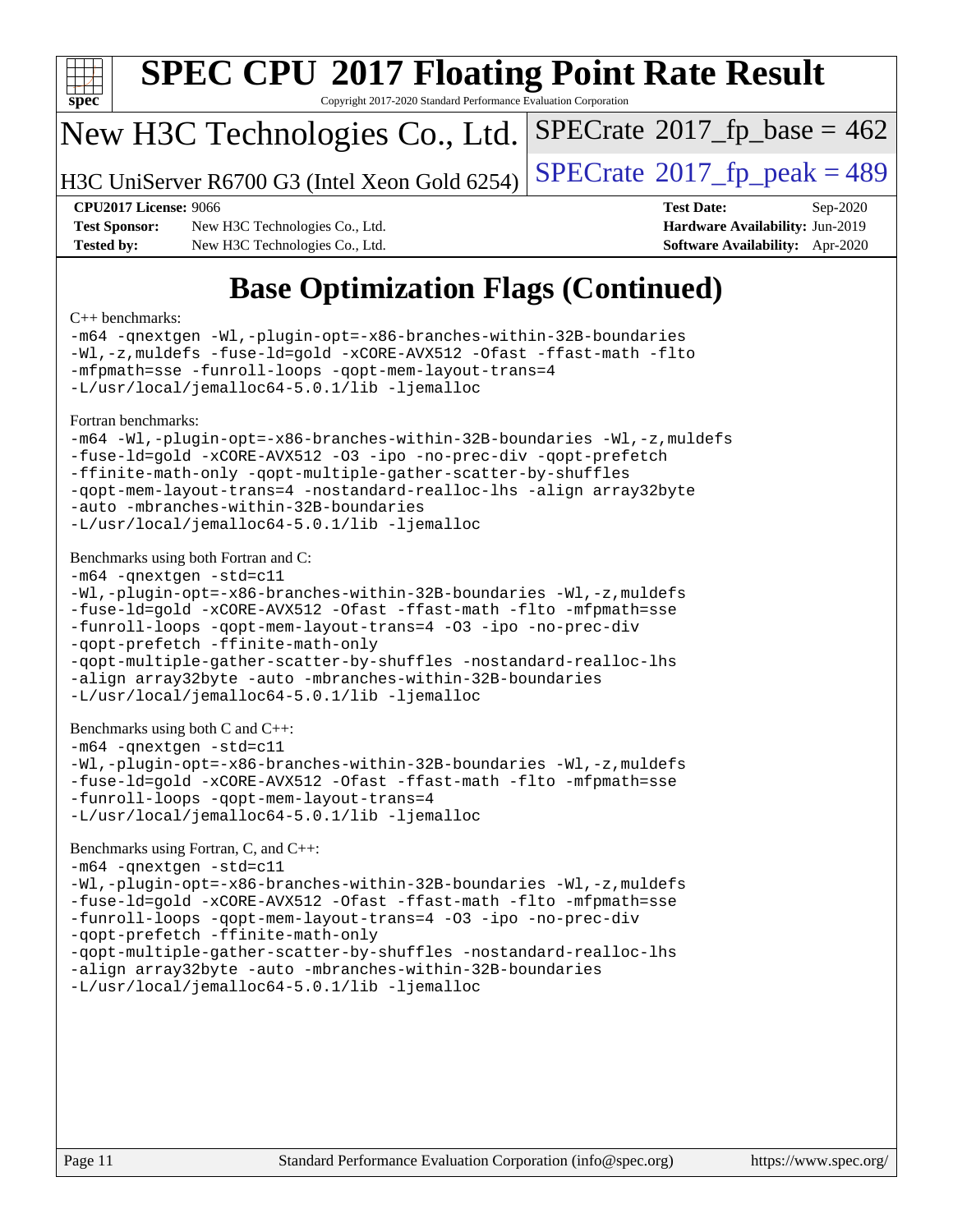# SPEC CPU 2017 Floating Point Rate Result

Copyright 2017-2020 Standard Performance Evaluation Corporation

**New H3C Technologies Co., Ltd.**

H3C UniServer R6700 G3 (Intel Xeon Gold 6254)

SPECrate 2017_fp_base = 462

SPECrate 2017_fp_peak = 489

| | | | |
|---|---|---|---|
| **CPU2017 License:** 9066 | | **Test Date:** | Sep-2020 |
| **Test Sponsor:** | New H3C Technologies Co., Ltd. | **Hardware Availability:** | Jun-2019 |
| **Tested by:** | New H3C Technologies Co., Ltd. | **Software Availability:** | Apr-2020 |

## Base Optimization Flags (Continued)

C++ benchmarks:

```
-m64 -qnextgen -Wl,-plugin-opt=-x86-branches-within-32B-boundaries
-Wl,-z,muldefs -fuse-ld=gold -xCORE-AVX512 -Ofast -ffast-math -flto
-mfpmath=sse -funroll-loops -qopt-mem-layout-trans=4
-L/usr/local/jemalloc64-5.0.1/lib -ljemalloc
```

Fortran benchmarks:

```
-m64 -Wl,-plugin-opt=-x86-branches-within-32B-boundaries -Wl,-z,muldefs
-fuse-ld=gold -xCORE-AVX512 -O3 -ipo -no-prec-div -qopt-prefetch
-ffinite-math-only -qopt-multiple-gather-scatter-by-shuffles
-qopt-mem-layout-trans=4 -nostandard-realloc-lhs -align array32byte
-auto -mbranches-within-32B-boundaries
-L/usr/local/jemalloc64-5.0.1/lib -ljemalloc
```

Benchmarks using both Fortran and C:

```
-m64 -qnextgen -std=c11
-Wl,-plugin-opt=-x86-branches-within-32B-boundaries -Wl,-z,muldefs
-fuse-ld=gold -xCORE-AVX512 -Ofast -ffast-math -flto -mfpmath=sse
-funroll-loops -qopt-mem-layout-trans=4 -O3 -ipo -no-prec-div
-qopt-prefetch -ffinite-math-only
-qopt-multiple-gather-scatter-by-shuffles -nostandard-realloc-lhs
-align array32byte -auto -mbranches-within-32B-boundaries
-L/usr/local/jemalloc64-5.0.1/lib -ljemalloc
```

Benchmarks using both C and C++:

```
-m64 -qnextgen -std=c11
-Wl,-plugin-opt=-x86-branches-within-32B-boundaries -Wl,-z,muldefs
-fuse-ld=gold -xCORE-AVX512 -Ofast -ffast-math -flto -mfpmath=sse
-funroll-loops -qopt-mem-layout-trans=4
-L/usr/local/jemalloc64-5.0.1/lib -ljemalloc
```

Benchmarks using Fortran, C, and C++:

```
-m64 -qnextgen -std=c11
-Wl,-plugin-opt=-x86-branches-within-32B-boundaries -Wl,-z,muldefs
-fuse-ld=gold -xCORE-AVX512 -Ofast -ffast-math -flto -mfpmath=sse
-funroll-loops -qopt-mem-layout-trans=4 -O3 -ipo -no-prec-div
-qopt-prefetch -ffinite-math-only
-qopt-multiple-gather-scatter-by-shuffles -nostandard-realloc-lhs
-align array32byte -auto -mbranches-within-32B-boundaries
-L/usr/local/jemalloc64-5.0.1/lib -ljemalloc
```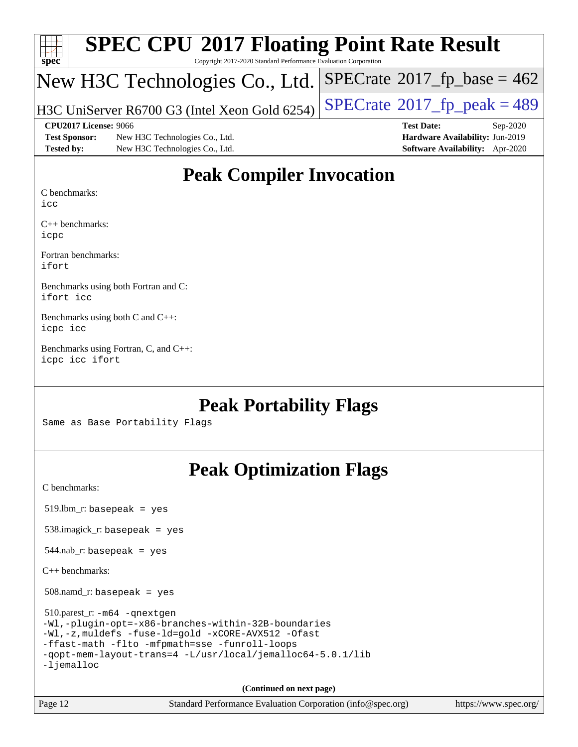# SPEC CPU 2017 Floating Point Rate Result

Copyright 2017-2020 Standard Performance Evaluation Corporation

## New H3C Technologies Co., Ltd.

H3C UniServer R6700 G3 (Intel Xeon Gold 6254)

SPECrate 2017_fp_base = 462

SPECrate 2017_fp_peak = 489

**CPU2017 License:** 9066
**Test Sponsor:** New H3C Technologies Co., Ltd.
**Tested by:** New H3C Technologies Co., Ltd.
**Test Date:** Sep-2020
**Hardware Availability:** Jun-2019
**Software Availability:** Apr-2020

## Peak Compiler Invocation

C benchmarks:
`icc`

C++ benchmarks:
`icpc`

Fortran benchmarks:
`ifort`

Benchmarks using both Fortran and C:
`ifort icc`

Benchmarks using both C and C++:
`icpc icc`

Benchmarks using Fortran, C, and C++:
`icpc icc ifort`

## Peak Portability Flags

Same as Base Portability Flags

## Peak Optimization Flags

C benchmarks:

519.lbm_r: `basepeak = yes`

538.imagick_r: `basepeak = yes`

544.nab_r: `basepeak = yes`

C++ benchmarks:

508.namd_r: `basepeak = yes`

510.parest_r:
```
-m64 -qnextgen
-Wl,-plugin-opt=-x86-branches-within-32B-boundaries
-Wl,-z,muldefs -fuse-ld=gold -xCORE-AVX512 -Ofast
-ffast-math -flto -mfpmath=sse -funroll-loops
-qopt-mem-layout-trans=4 -L/usr/local/jemalloc64-5.0.1/lib
-ljemalloc
```

(Continued on next page)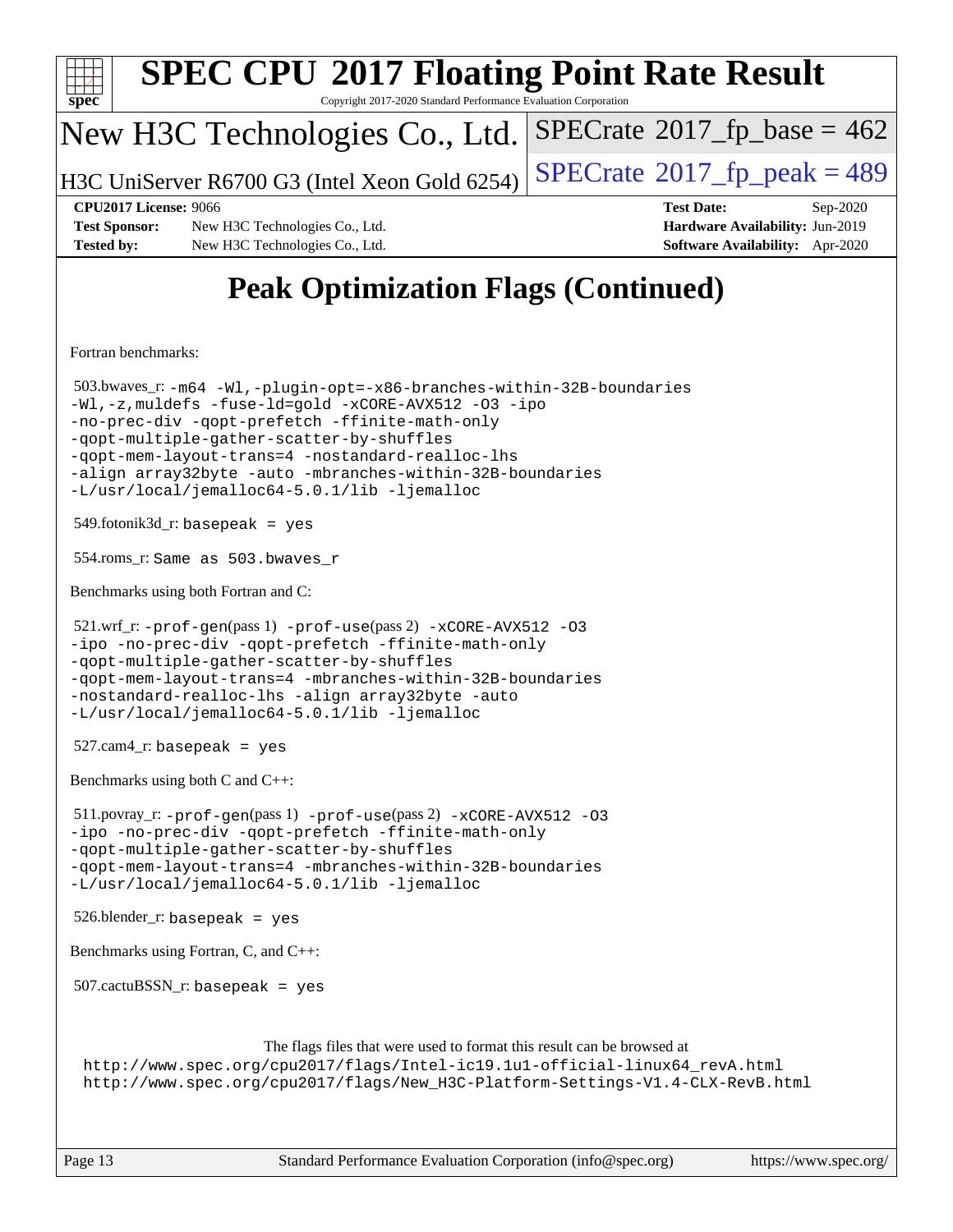# Peak Optimization Flags (Continued)

Fortran benchmarks:

503.bwaves_r: -m64 -Wl,-plugin-opt=-x86-branches-within-32B-boundaries -Wl,-z,muldefs -fuse-ld=gold -xCORE-AVX512 -O3 -ipo -no-prec-div -qopt-prefetch -ffinite-math-only -qopt-multiple-gather-scatter-by-shuffles -qopt-mem-layout-trans=4 -nostandard-realloc-lhs -align array32byte -auto -mbranches-within-32B-boundaries -L/usr/local/jemalloc64-5.0.1/lib -ljemalloc

549.fotonik3d_r: basepeak = yes

554.roms_r: Same as 503.bwaves_r

Benchmarks using both Fortran and C:

521.wrf_r: -prof-gen(pass 1) -prof-use(pass 2) -xCORE-AVX512 -O3 -ipo -no-prec-div -qopt-prefetch -ffinite-math-only -qopt-multiple-gather-scatter-by-shuffles -qopt-mem-layout-trans=4 -mbranches-within-32B-boundaries -nostandard-realloc-lhs -align array32byte -auto -L/usr/local/jemalloc64-5.0.1/lib -ljemalloc

527.cam4_r: basepeak = yes

Benchmarks using both C and C++:

511.povray_r: -prof-gen(pass 1) -prof-use(pass 2) -xCORE-AVX512 -O3 -ipo -no-prec-div -qopt-prefetch -ffinite-math-only -qopt-multiple-gather-scatter-by-shuffles -qopt-mem-layout-trans=4 -mbranches-within-32B-boundaries -L/usr/local/jemalloc64-5.0.1/lib -ljemalloc

526.blender_r: basepeak = yes

Benchmarks using Fortran, C, and C++:

507.cactuBSSN_r: basepeak = yes

The flags files that were used to format this result can be browsed at
http://www.spec.org/cpu2017/flags/Intel-ic19.1u1-official-linux64_revA.html
http://www.spec.org/cpu2017/flags/New_H3C-Platform-Settings-V1.4-CLX-RevB.html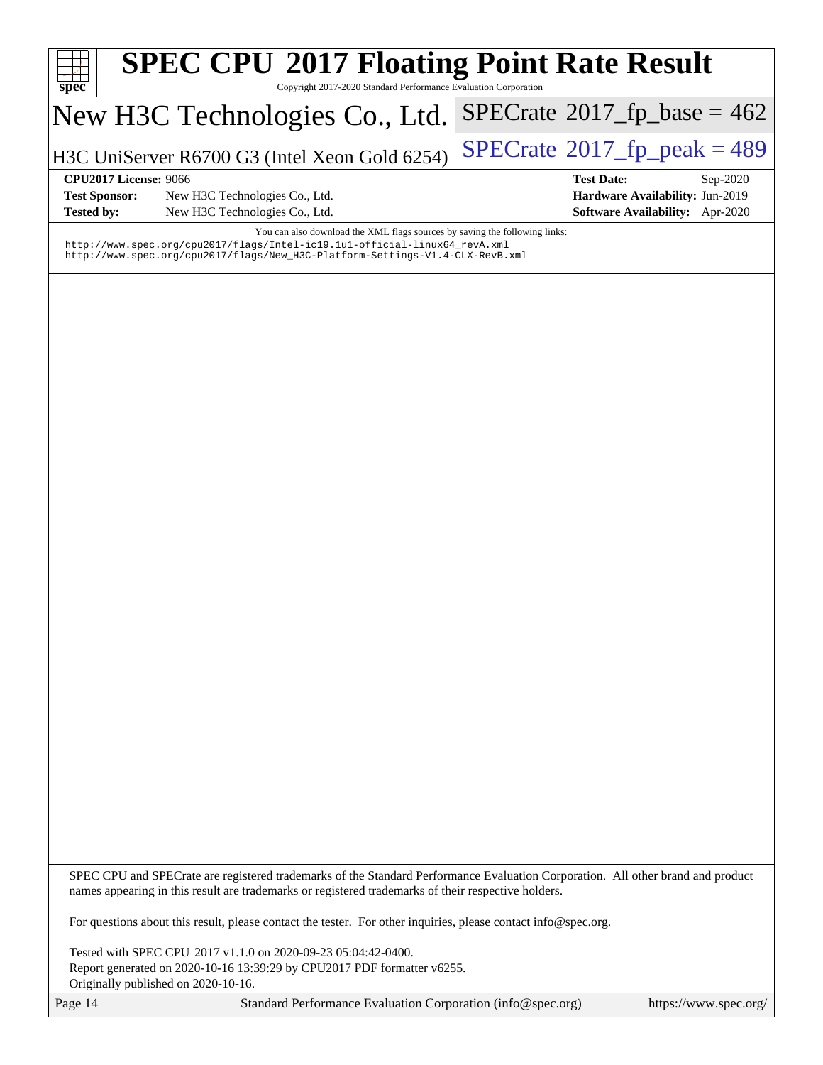You can also download the XML flags sources by saving the following links:

http://www.spec.org/cpu2017/flags/Intel-ic19.1u1-official-linux64_revA.xml
http://www.spec.org/cpu2017/flags/New_H3C-Platform-Settings-V1.4-CLX-RevB.xml

SPEC CPU and SPECrate are registered trademarks of the Standard Performance Evaluation Corporation. All other brand and product names appearing in this result are trademarks or registered trademarks of their respective holders.

For questions about this result, please contact the tester. For other inquiries, please contact info@spec.org.

Tested with SPEC CPU 2017 v1.1.0 on 2020-09-23 05:04:42-0400.
Report generated on 2020-10-16 13:39:29 by CPU2017 PDF formatter v6255.
Originally published on 2020-10-16.